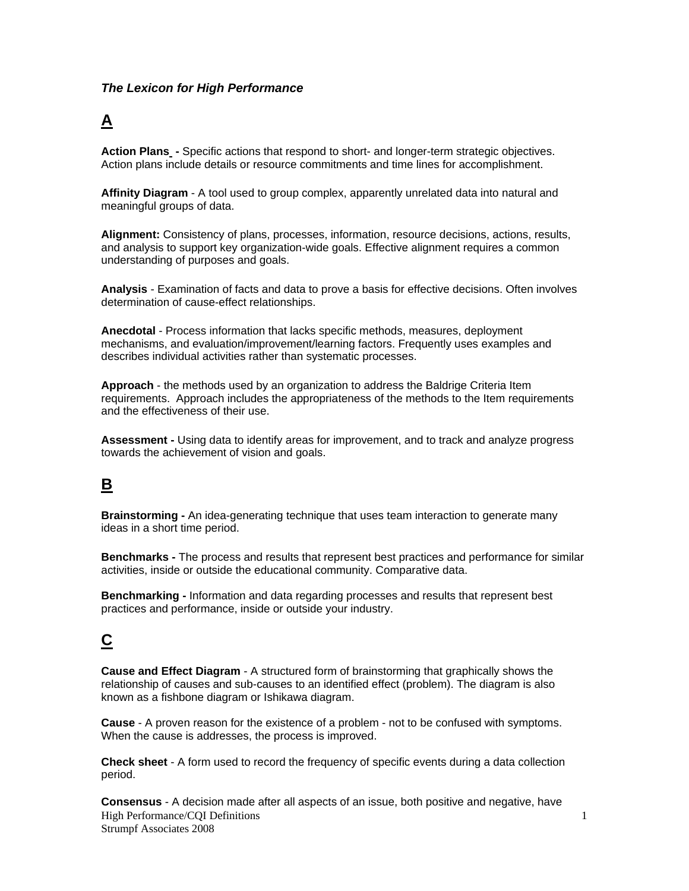***The Lexicon for High Performance***

## A

**Action Plans -** Specific actions that respond to short- and longer-term strategic objectives. Action plans include details or resource commitments and time lines for accomplishment.

**Affinity Diagram** - A tool used to group complex, apparently unrelated data into natural and meaningful groups of data.

**Alignment:** Consistency of plans, processes, information, resource decisions, actions, results, and analysis to support key organization-wide goals. Effective alignment requires a common understanding of purposes and goals.

**Analysis** - Examination of facts and data to prove a basis for effective decisions. Often involves determination of cause-effect relationships.

**Anecdotal** - Process information that lacks specific methods, measures, deployment mechanisms, and evaluation/improvement/learning factors. Frequently uses examples and describes individual activities rather than systematic processes.

**Approach** - the methods used by an organization to address the Baldrige Criteria Item requirements. Approach includes the appropriateness of the methods to the Item requirements and the effectiveness of their use.

**Assessment -** Using data to identify areas for improvement, and to track and analyze progress towards the achievement of vision and goals.

## B

**Brainstorming -** An idea-generating technique that uses team interaction to generate many ideas in a short time period.

**Benchmarks -** The process and results that represent best practices and performance for similar activities, inside or outside the educational community. Comparative data.

**Benchmarking -** Information and data regarding processes and results that represent best practices and performance, inside or outside your industry.

## C

**Cause and Effect Diagram** - A structured form of brainstorming that graphically shows the relationship of causes and sub-causes to an identified effect (problem). The diagram is also known as a fishbone diagram or Ishikawa diagram.

**Cause** - A proven reason for the existence of a problem - not to be confused with symptoms. When the cause is addresses, the process is improved.

**Check sheet** - A form used to record the frequency of specific events during a data collection period.

**Consensus** - A decision made after all aspects of an issue, both positive and negative, have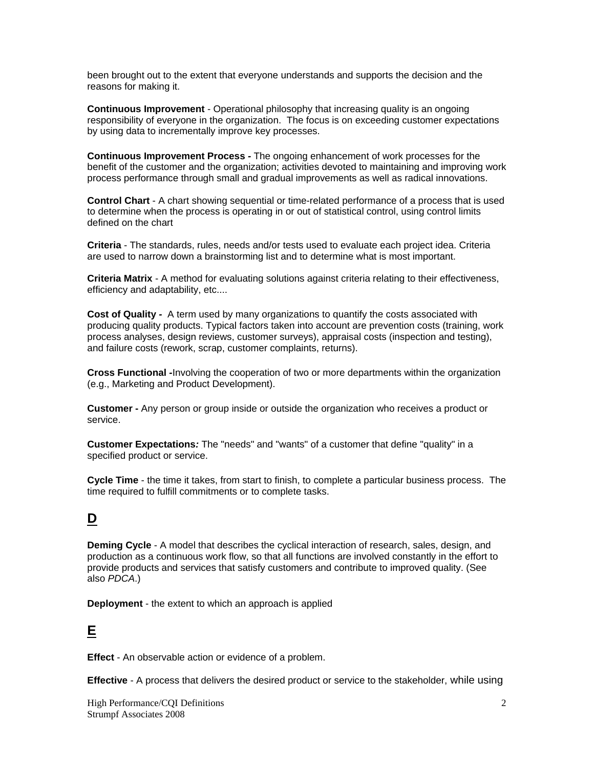been brought out to the extent that everyone understands and supports the decision and the reasons for making it.

**Continuous Improvement** - Operational philosophy that increasing quality is an ongoing responsibility of everyone in the organization. The focus is on exceeding customer expectations by using data to incrementally improve key processes.

**Continuous Improvement Process -** The ongoing enhancement of work processes for the benefit of the customer and the organization; activities devoted to maintaining and improving work process performance through small and gradual improvements as well as radical innovations.

**Control Chart** - A chart showing sequential or time-related performance of a process that is used to determine when the process is operating in or out of statistical control, using control limits defined on the chart

**Criteria** - The standards, rules, needs and/or tests used to evaluate each project idea. Criteria are used to narrow down a brainstorming list and to determine what is most important.

**Criteria Matrix** - A method for evaluating solutions against criteria relating to their effectiveness, efficiency and adaptability, etc....

**Cost of Quality -** A term used by many organizations to quantify the costs associated with producing quality products. Typical factors taken into account are prevention costs (training, work process analyses, design reviews, customer surveys), appraisal costs (inspection and testing), and failure costs (rework, scrap, customer complaints, returns).

**Cross Functional -**Involving the cooperation of two or more departments within the organization (e.g., Marketing and Product Development).

**Customer -** Any person or group inside or outside the organization who receives a product or service.

**Customer Expectations*:*** The "needs" and "wants" of a customer that define "quality" in a specified product or service.

**Cycle Time** - the time it takes, from start to finish, to complete a particular business process. The time required to fulfill commitments or to complete tasks.

## D

**Deming Cycle** - A model that describes the cyclical interaction of research, sales, design, and production as a continuous work flow, so that all functions are involved constantly in the effort to provide products and services that satisfy customers and contribute to improved quality. (See also *PDCA*.)

**Deployment** - the extent to which an approach is applied

## E

**Effect** - An observable action or evidence of a problem.

**Effective** - A process that delivers the desired product or service to the stakeholder, while using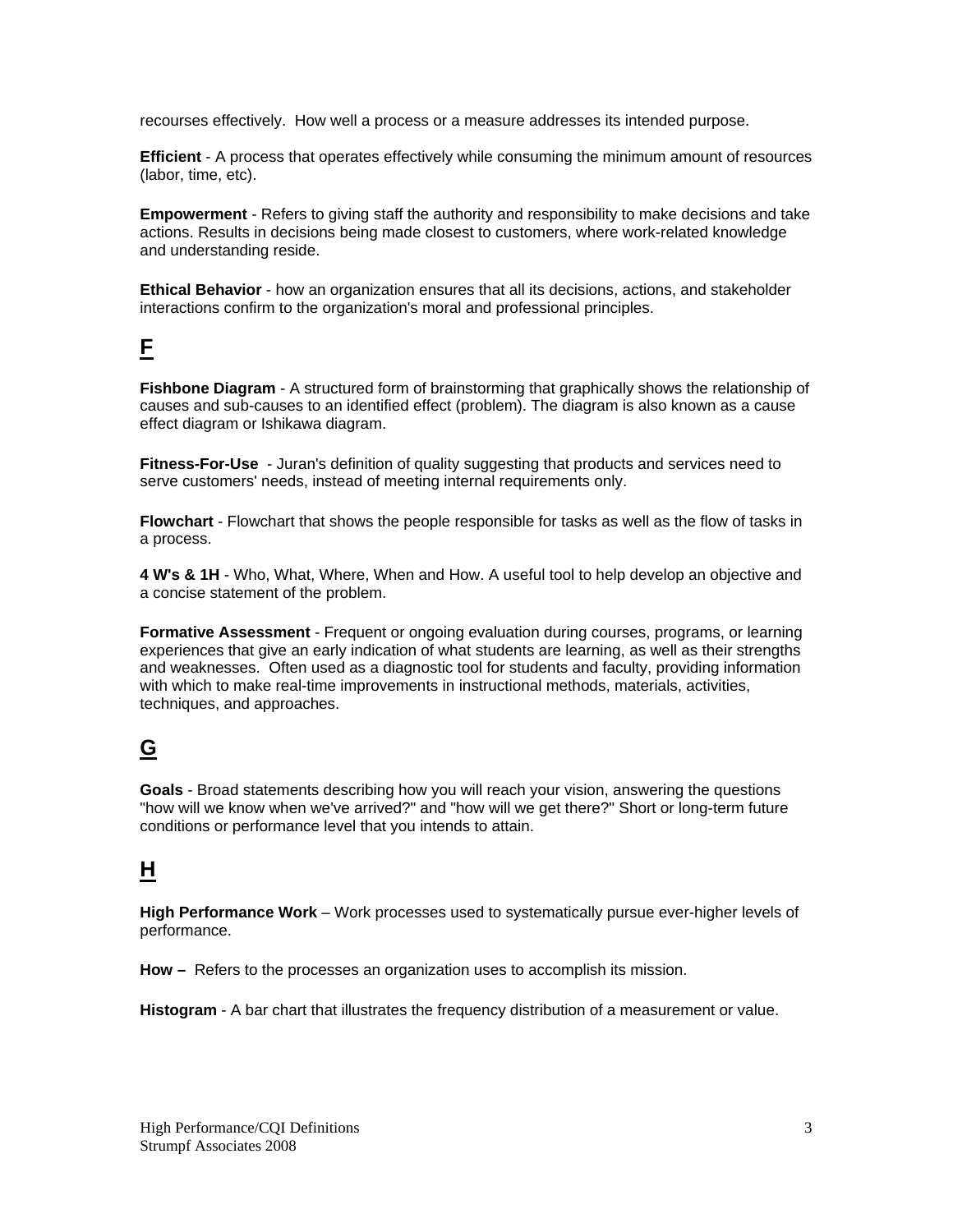recourses effectively. How well a process or a measure addresses its intended purpose.

**Efficient** - A process that operates effectively while consuming the minimum amount of resources (labor, time, etc).

**Empowerment** - Refers to giving staff the authority and responsibility to make decisions and take actions. Results in decisions being made closest to customers, where work-related knowledge and understanding reside.

**Ethical Behavior** - how an organization ensures that all its decisions, actions, and stakeholder interactions confirm to the organization's moral and professional principles.

## F

**Fishbone Diagram** - A structured form of brainstorming that graphically shows the relationship of causes and sub-causes to an identified effect (problem). The diagram is also known as a cause effect diagram or Ishikawa diagram.

**Fitness-For-Use** - Juran's definition of quality suggesting that products and services need to serve customers' needs, instead of meeting internal requirements only.

**Flowchart** - Flowchart that shows the people responsible for tasks as well as the flow of tasks in a process.

**4 W's & 1H** - Who, What, Where, When and How. A useful tool to help develop an objective and a concise statement of the problem.

**Formative Assessment** - Frequent or ongoing evaluation during courses, programs, or learning experiences that give an early indication of what students are learning, as well as their strengths and weaknesses. Often used as a diagnostic tool for students and faculty, providing information with which to make real-time improvements in instructional methods, materials, activities, techniques, and approaches.

## G

**Goals** - Broad statements describing how you will reach your vision, answering the questions "how will we know when we've arrived?" and "how will we get there?" Short or long-term future conditions or performance level that you intends to attain.

## H

**High Performance Work** – Work processes used to systematically pursue ever-higher levels of performance.

**How –** Refers to the processes an organization uses to accomplish its mission.

**Histogram** - A bar chart that illustrates the frequency distribution of a measurement or value.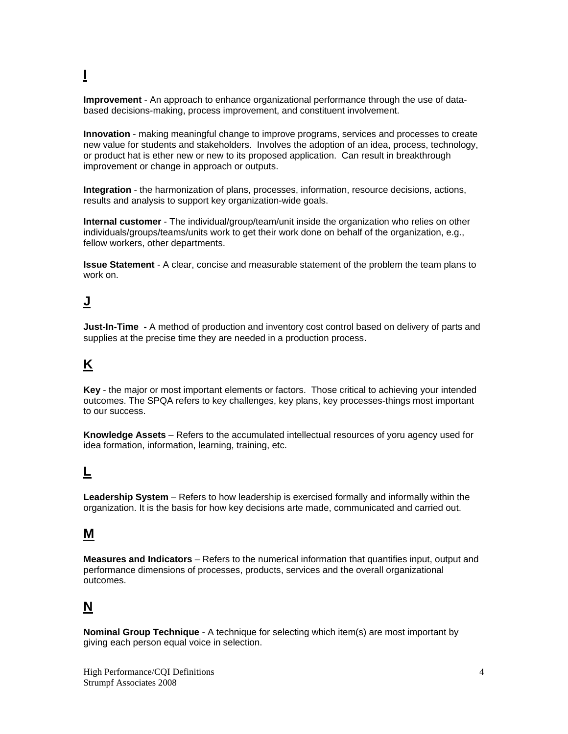## I

**Improvement** - An approach to enhance organizational performance through the use of data-based decisions-making, process improvement, and constituent involvement.

**Innovation** - making meaningful change to improve programs, services and processes to create new value for students and stakeholders. Involves the adoption of an idea, process, technology, or product hat is ether new or new to its proposed application. Can result in breakthrough improvement or change in approach or outputs.

**Integration** - the harmonization of plans, processes, information, resource decisions, actions, results and analysis to support key organization-wide goals.

**Internal customer** - The individual/group/team/unit inside the organization who relies on other individuals/groups/teams/units work to get their work done on behalf of the organization, e.g., fellow workers, other departments.

**Issue Statement** - A clear, concise and measurable statement of the problem the team plans to work on.

## J

**Just-In-Time -** A method of production and inventory cost control based on delivery of parts and supplies at the precise time they are needed in a production process.

## K

**Key** - the major or most important elements or factors. Those critical to achieving your intended outcomes. The SPQA refers to key challenges, key plans, key processes-things most important to our success.

**Knowledge Assets** – Refers to the accumulated intellectual resources of yoru agency used for idea formation, information, learning, training, etc.

## L

**Leadership System** – Refers to how leadership is exercised formally and informally within the organization. It is the basis for how key decisions arte made, communicated and carried out.

## M

**Measures and Indicators** – Refers to the numerical information that quantifies input, output and performance dimensions of processes, products, services and the overall organizational outcomes.

## N

**Nominal Group Technique** - A technique for selecting which item(s) are most important by giving each person equal voice in selection.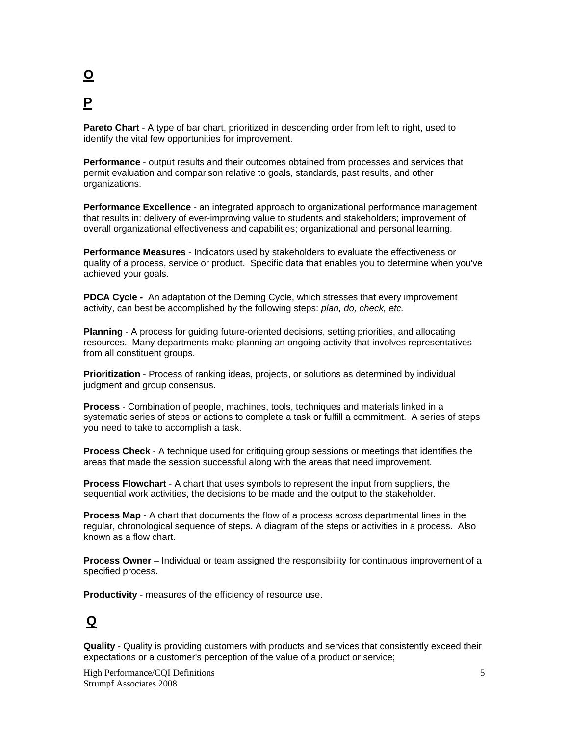## O

## P

**Pareto Chart** - A type of bar chart, prioritized in descending order from left to right, used to identify the vital few opportunities for improvement.

**Performance** - output results and their outcomes obtained from processes and services that permit evaluation and comparison relative to goals, standards, past results, and other organizations.

**Performance Excellence** - an integrated approach to organizational performance management that results in: delivery of ever-improving value to students and stakeholders; improvement of overall organizational effectiveness and capabilities; organizational and personal learning.

**Performance Measures** - Indicators used by stakeholders to evaluate the effectiveness or quality of a process, service or product. Specific data that enables you to determine when you've achieved your goals.

**PDCA Cycle -** An adaptation of the Deming Cycle, which stresses that every improvement activity, can best be accomplished by the following steps: *plan, do, check, etc.*

**Planning** - A process for guiding future-oriented decisions, setting priorities, and allocating resources. Many departments make planning an ongoing activity that involves representatives from all constituent groups.

**Prioritization** - Process of ranking ideas, projects, or solutions as determined by individual judgment and group consensus.

**Process** - Combination of people, machines, tools, techniques and materials linked in a systematic series of steps or actions to complete a task or fulfill a commitment. A series of steps you need to take to accomplish a task.

**Process Check** - A technique used for critiquing group sessions or meetings that identifies the areas that made the session successful along with the areas that need improvement.

**Process Flowchart** - A chart that uses symbols to represent the input from suppliers, the sequential work activities, the decisions to be made and the output to the stakeholder.

**Process Map** - A chart that documents the flow of a process across departmental lines in the regular, chronological sequence of steps. A diagram of the steps or activities in a process. Also known as a flow chart.

**Process Owner** – Individual or team assigned the responsibility for continuous improvement of a specified process.

**Productivity** - measures of the efficiency of resource use.

## Q

**Quality** - Quality is providing customers with products and services that consistently exceed their expectations or a customer's perception of the value of a product or service;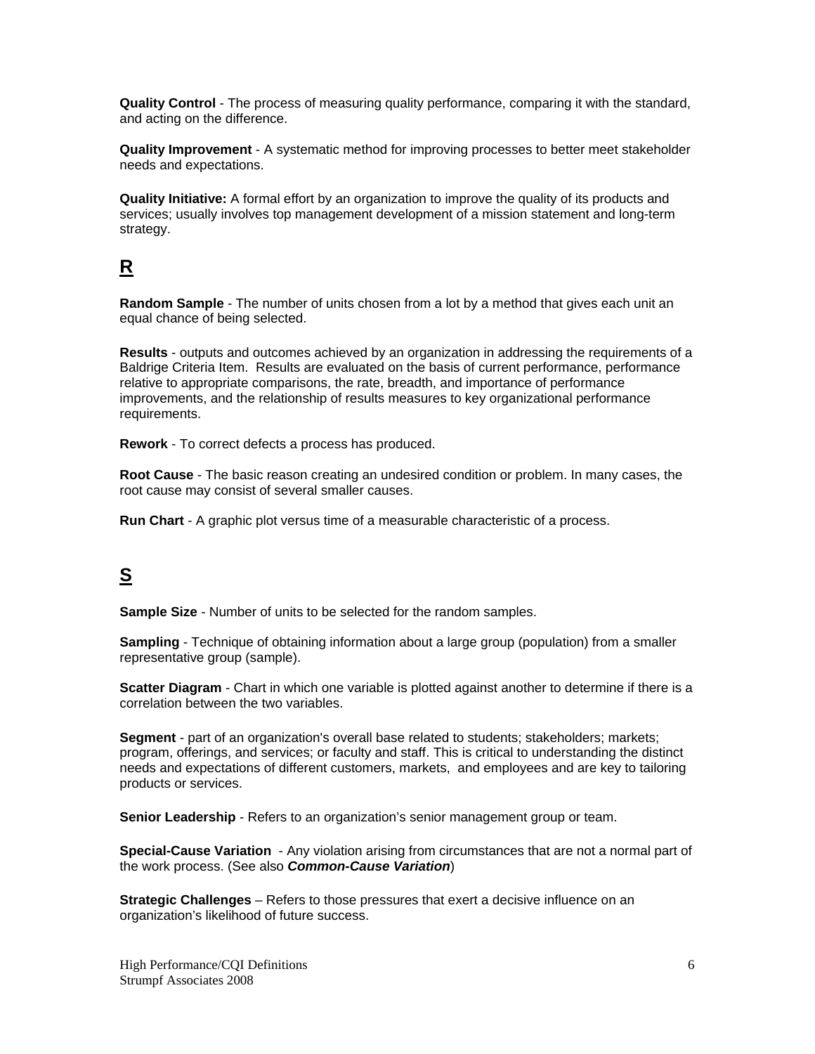**Quality Control** - The process of measuring quality performance, comparing it with the standard, and acting on the difference.

**Quality Improvement** - A systematic method for improving processes to better meet stakeholder needs and expectations.

**Quality Initiative:** A formal effort by an organization to improve the quality of its products and services; usually involves top management development of a mission statement and long-term strategy.

## R

**Random Sample** - The number of units chosen from a lot by a method that gives each unit an equal chance of being selected.

**Results** - outputs and outcomes achieved by an organization in addressing the requirements of a Baldrige Criteria Item. Results are evaluated on the basis of current performance, performance relative to appropriate comparisons, the rate, breadth, and importance of performance improvements, and the relationship of results measures to key organizational performance requirements.

**Rework** - To correct defects a process has produced.

**Root Cause** - The basic reason creating an undesired condition or problem. In many cases, the root cause may consist of several smaller causes.

**Run Chart** - A graphic plot versus time of a measurable characteristic of a process.

## S

**Sample Size** - Number of units to be selected for the random samples.

**Sampling** - Technique of obtaining information about a large group (population) from a smaller representative group (sample).

**Scatter Diagram** - Chart in which one variable is plotted against another to determine if there is a correlation between the two variables.

**Segment** - part of an organization's overall base related to students; stakeholders; markets; program, offerings, and services; or faculty and staff. This is critical to understanding the distinct needs and expectations of different customers, markets, and employees and are key to tailoring products or services.

**Senior Leadership** - Refers to an organization's senior management group or team.

**Special-Cause Variation** - Any violation arising from circumstances that are not a normal part of the work process. (See also ***Common-Cause Variation***)

**Strategic Challenges** – Refers to those pressures that exert a decisive influence on an organization's likelihood of future success.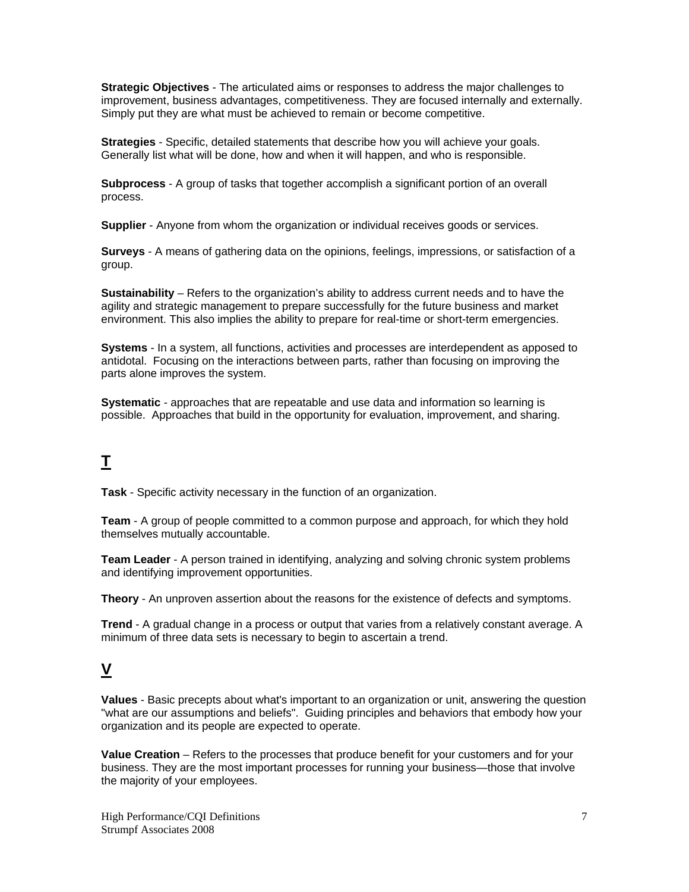**Strategic Objectives** - The articulated aims or responses to address the major challenges to improvement, business advantages, competitiveness. They are focused internally and externally. Simply put they are what must be achieved to remain or become competitive.

**Strategies** - Specific, detailed statements that describe how you will achieve your goals. Generally list what will be done, how and when it will happen, and who is responsible.

**Subprocess** - A group of tasks that together accomplish a significant portion of an overall process.

**Supplier** - Anyone from whom the organization or individual receives goods or services.

**Surveys** - A means of gathering data on the opinions, feelings, impressions, or satisfaction of a group.

**Sustainability** – Refers to the organization's ability to address current needs and to have the agility and strategic management to prepare successfully for the future business and market environment. This also implies the ability to prepare for real-time or short-term emergencies.

**Systems** - In a system, all functions, activities and processes are interdependent as apposed to antidotal. Focusing on the interactions between parts, rather than focusing on improving the parts alone improves the system.

**Systematic** - approaches that are repeatable and use data and information so learning is possible. Approaches that build in the opportunity for evaluation, improvement, and sharing.

## T

**Task** - Specific activity necessary in the function of an organization.

**Team** - A group of people committed to a common purpose and approach, for which they hold themselves mutually accountable.

**Team Leader** - A person trained in identifying, analyzing and solving chronic system problems and identifying improvement opportunities.

**Theory** - An unproven assertion about the reasons for the existence of defects and symptoms.

**Trend** - A gradual change in a process or output that varies from a relatively constant average. A minimum of three data sets is necessary to begin to ascertain a trend.

## V

**Values** - Basic precepts about what's important to an organization or unit, answering the question "what are our assumptions and beliefs". Guiding principles and behaviors that embody how your organization and its people are expected to operate.

**Value Creation** – Refers to the processes that produce benefit for your customers and for your business. They are the most important processes for running your business—those that involve the majority of your employees.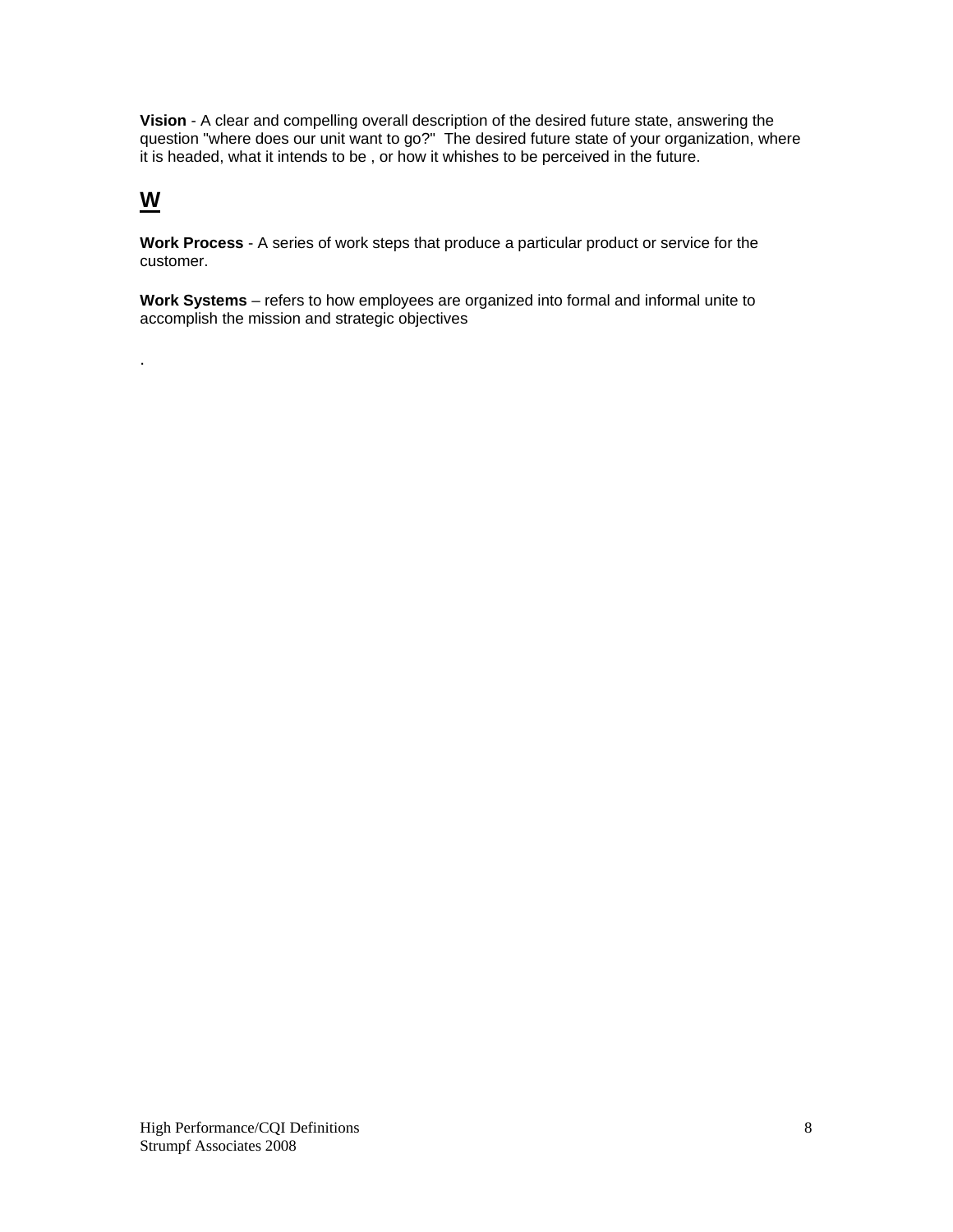**Vision** - A clear and compelling overall description of the desired future state, answering the question "where does our unit want to go?" The desired future state of your organization, where it is headed, what it intends to be , or how it whishes to be perceived in the future.

## W

**Work Process** - A series of work steps that produce a particular product or service for the customer.

**Work Systems** – refers to how employees are organized into formal and informal unite to accomplish the mission and strategic objectives

.